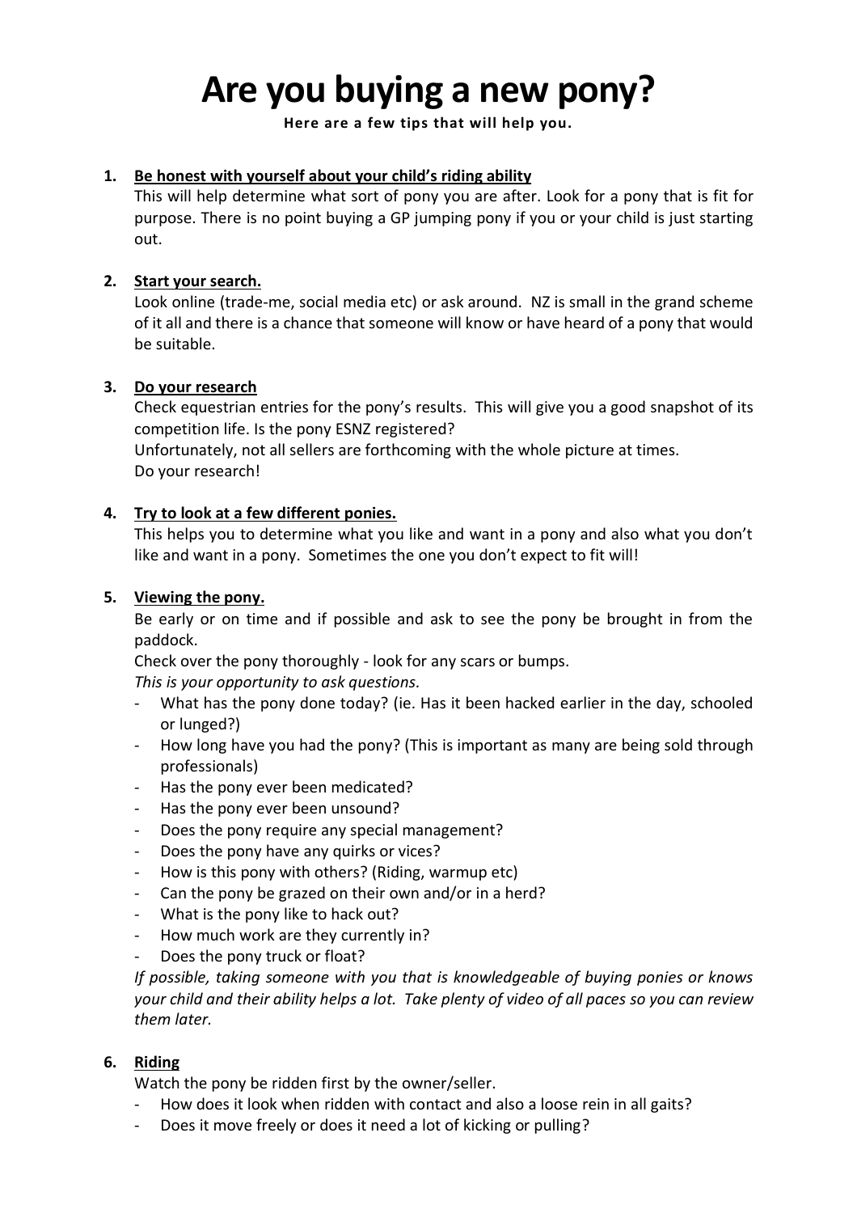# Are you buying a new pony?

**Here are a few tips that will help you.**

1. **<u>Be honest with yourself about your child's riding ability</u>**
   This will help determine what sort of pony you are after. Look for a pony that is fit for purpose. There is no point buying a GP jumping pony if you or your child is just starting out.

2. **<u>Start your search.</u>**
   Look online (trade-me, social media etc) or ask around. NZ is small in the grand scheme of it all and there is a chance that someone will know or have heard of a pony that would be suitable.

3. **<u>Do your research</u>**
   Check equestrian entries for the pony's results. This will give you a good snapshot of its competition life. Is the pony ESNZ registered?
   Unfortunately, not all sellers are forthcoming with the whole picture at times.
   Do your research!

4. **<u>Try to look at a few different ponies.</u>**
   This helps you to determine what you like and want in a pony and also what you don't like and want in a pony. Sometimes the one you don't expect to fit will!

5. **<u>Viewing the pony.</u>**
   Be early or on time and if possible and ask to see the pony be brought in from the paddock.
   Check over the pony thoroughly - look for any scars or bumps.
   *This is your opportunity to ask questions.*
   - What has the pony done today? (ie. Has it been hacked earlier in the day, schooled or lunged?)
   - How long have you had the pony? (This is important as many are being sold through professionals)
   - Has the pony ever been medicated?
   - Has the pony ever been unsound?
   - Does the pony require any special management?
   - Does the pony have any quirks or vices?
   - How is this pony with others? (Riding, warmup etc)
   - Can the pony be grazed on their own and/or in a herd?
   - What is the pony like to hack out?
   - How much work are they currently in?
   - Does the pony truck or float?

   *If possible, taking someone with you that is knowledgeable of buying ponies or knows your child and their ability helps a lot. Take plenty of video of all paces so you can review them later.*

6. **<u>Riding</u>**
   Watch the pony be ridden first by the owner/seller.
   - How does it look when ridden with contact and also a loose rein in all gaits?
   - Does it move freely or does it need a lot of kicking or pulling?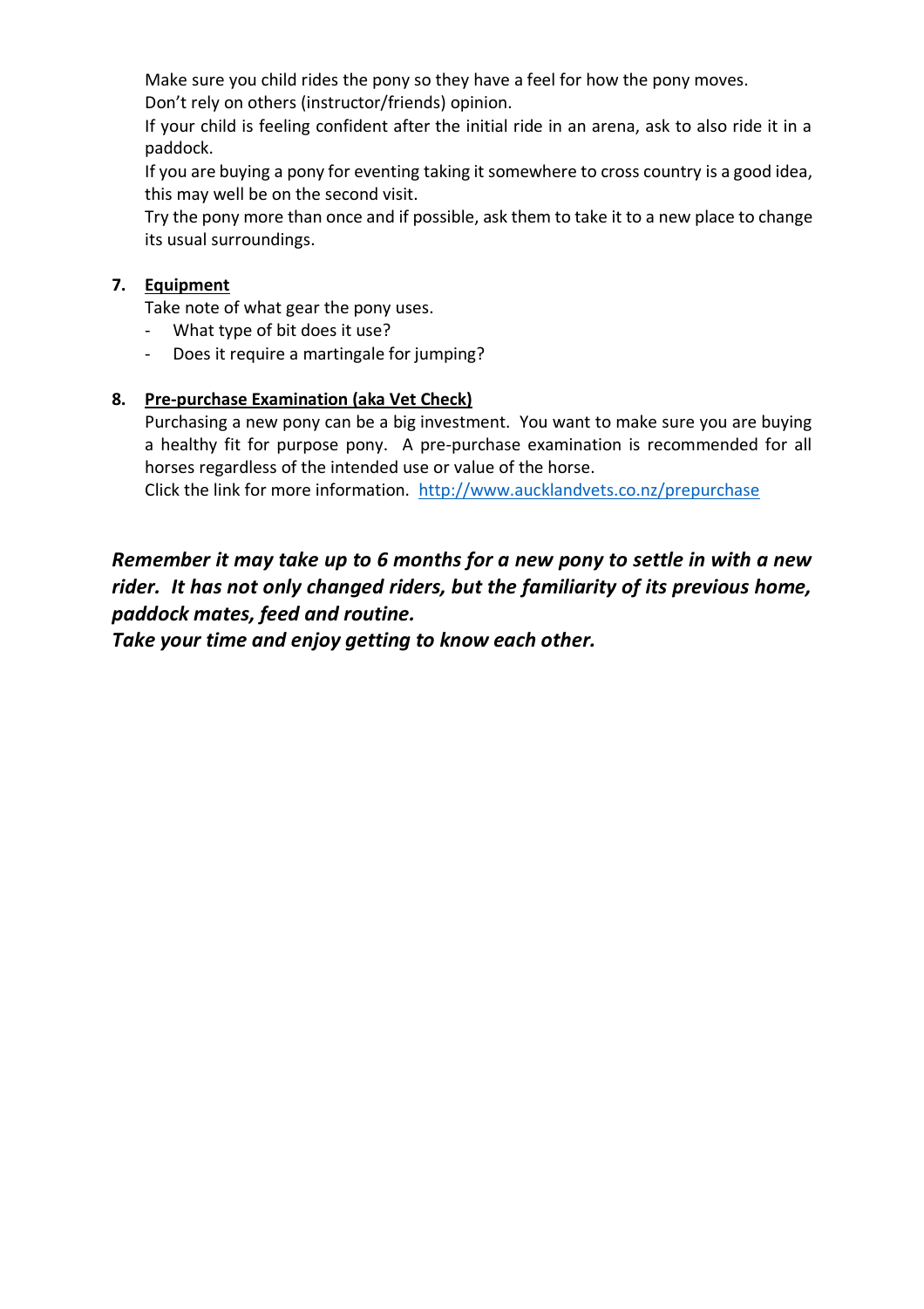Make sure you child rides the pony so they have a feel for how the pony moves.
Don't rely on others (instructor/friends) opinion.
If your child is feeling confident after the initial ride in an arena, ask to also ride it in a paddock.
If you are buying a pony for eventing taking it somewhere to cross country is a good idea, this may well be on the second visit.
Try the pony more than once and if possible, ask them to take it to a new place to change its usual surroundings.

7. **Equipment**

Take note of what gear the pony uses.

- What type of bit does it use?
- Does it require a martingale for jumping?

8. **Pre-purchase Examination (aka Vet Check)**

Purchasing a new pony can be a big investment. You want to make sure you are buying a healthy fit for purpose pony. A pre-purchase examination is recommended for all horses regardless of the intended use or value of the horse.
Click the link for more information. [http://www.aucklandvets.co.nz/prepurchase](http://www.aucklandvets.co.nz/prepurchase)

***Remember it may take up to 6 months for a new pony to settle in with a new rider. It has not only changed riders, but the familiarity of its previous home, paddock mates, feed and routine.***
***Take your time and enjoy getting to know each other.***